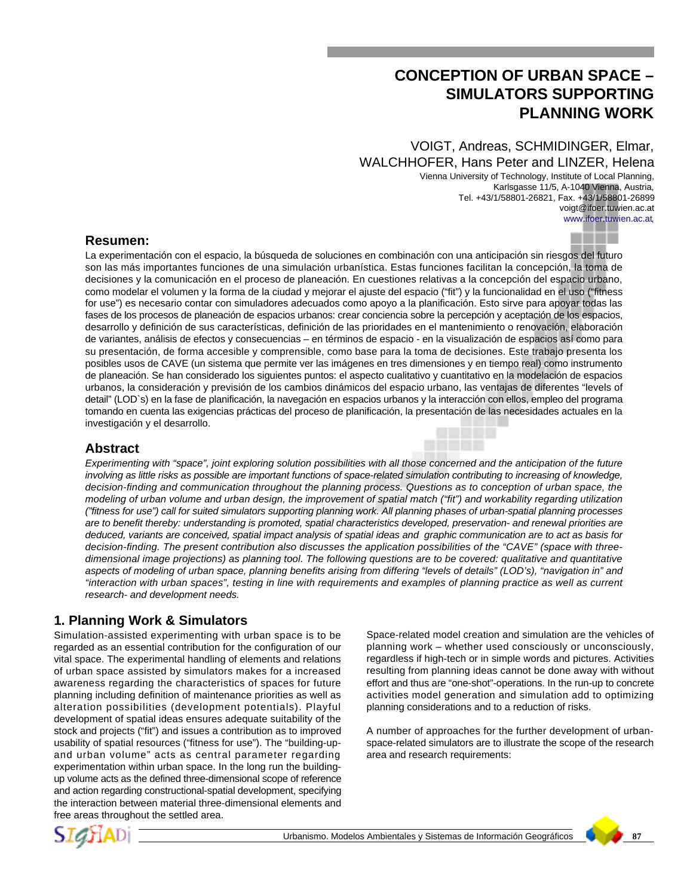# CONCEPTION OF URBAN SPACE – SIMULATORS SUPPORTING PLANNING WORK

VOIGT, Andreas, SCHMIDINGER, Elmar, WALCHHOFER, Hans Peter and LINZER, Helena

Vienna University of Technology, Institute of Local Planning,
Karlsgasse 11/5, A-1040 Vienna, Austria,
Tel. +43/1/58801-26821, Fax. +43/1/58801-26899
voigt@ifoer.tuwien.ac.at
www.ifoer.tuwien.ac.at,

## Resumen:

La experimentación con el espacio, la búsqueda de soluciones en combinación con una anticipación sin riesgos del futuro son las más importantes funciones de una simulación urbanística. Estas funciones facilitan la concepción, la toma de decisiones y la comunicación en el proceso de planeación. En cuestiones relativas a la concepción del espacio urbano, como modelar el volumen y la forma de la ciudad y mejorar el ajuste del espacio ("fit") y la funcionalidad en el uso ("fitness for use") es necesario contar con simuladores adecuados como apoyo a la planificación. Esto sirve para apoyar todas las fases de los procesos de planeación de espacios urbanos: crear conciencia sobre la percepción y aceptación de los espacios, desarrollo y definición de sus características, definición de las prioridades en el mantenimiento o renovación, elaboración de variantes, análisis de efectos y consecuencias – en términos de espacio - en la visualización de espacios así como para su presentación, de forma accesible y comprensible, como base para la toma de decisiones. Este trabajo presenta los posibles usos de CAVE (un sistema que permite ver las imágenes en tres dimensiones y en tiempo real) como instrumento de planeación. Se han considerado los siguientes puntos: el aspecto cualitativo y cuantitativo en la modelación de espacios urbanos, la consideración y previsión de los cambios dinámicos del espacio urbano, las ventajas de diferentes "levels of detail" (LOD`s) en la fase de planificación, la navegación en espacios urbanos y la interacción con ellos, empleo del programa tomando en cuenta las exigencias prácticas del proceso de planificación, la presentación de las necesidades actuales en la investigación y el desarrollo.

## Abstract

*Experimenting with "space", joint exploring solution possibilities with all those concerned and the anticipation of the future involving as little risks as possible are important functions of space-related simulation contributing to increasing of knowledge, decision-finding and communication throughout the planning process. Questions as to conception of urban space, the modeling of urban volume and urban design, the improvement of spatial match ("fit") and workability regarding utilization ("fitness for use") call for suited simulators supporting planning work. All planning phases of urban-spatial planning processes are to benefit thereby: understanding is promoted, spatial characteristics developed, preservation- and renewal priorities are deduced, variants are conceived, spatial impact analysis of spatial ideas and graphic communication are to act as basis for decision-finding. The present contribution also discusses the application possibilities of the "CAVE" (space with three-dimensional image projections) as planning tool. The following questions are to be covered: qualitative and quantitative aspects of modeling of urban space, planning benefits arising from differing "levels of details" (LOD's), "navigation in" and "interaction with urban spaces", testing in line with requirements and examples of planning practice as well as current research- and development needs.*

## 1. Planning Work & Simulators

Simulation-assisted experimenting with urban space is to be regarded as an essential contribution for the configuration of our vital space. The experimental handling of elements and relations of urban space assisted by simulators makes for a increased awareness regarding the characteristics of spaces for future planning including definition of maintenance priorities as well as alteration possibilities (development potentials). Playful development of spatial ideas ensures adequate suitability of the stock and projects ("fit") and issues a contribution as to improved usability of spatial resources ("fitness for use"). The "building-up-and urban volume" acts as central parameter regarding experimentation within urban space. In the long run the building-up volume acts as the defined three-dimensional scope of reference and action regarding constructional-spatial development, specifying the interaction between material three-dimensional elements and free areas throughout the settled area.

Space-related model creation and simulation are the vehicles of planning work – whether used consciously or unconsciously, regardless if high-tech or in simple words and pictures. Activities resulting from planning ideas cannot be done away with without effort and thus are "one-shot"-operations. In the run-up to concrete activities model generation and simulation add to optimizing planning considerations and to a reduction of risks.

A number of approaches for the further development of urban-space-related simulators are to illustrate the scope of the research area and research requirements: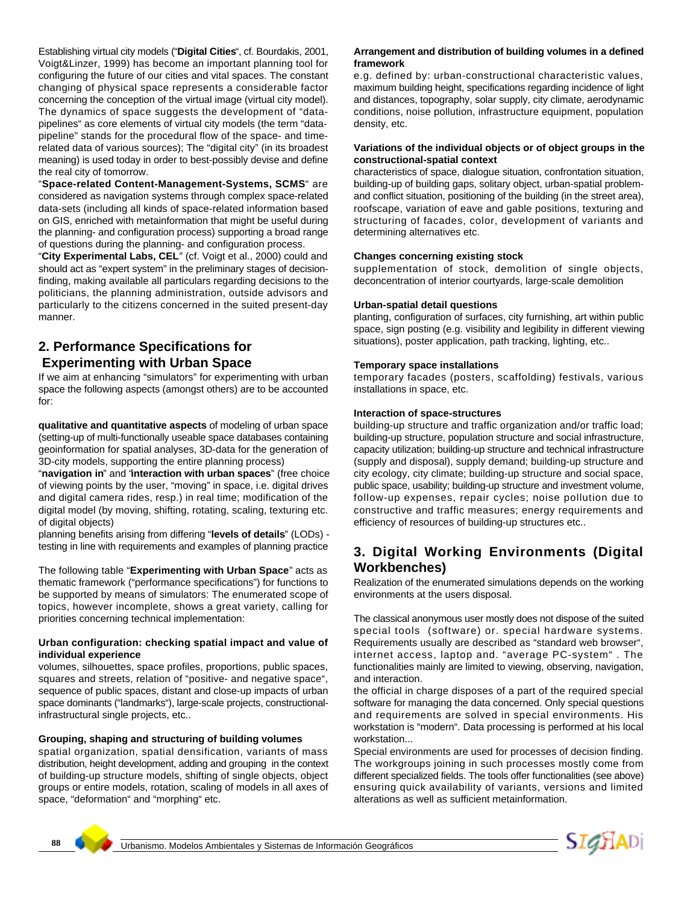Establishing virtual city models ("**Digital Cities**", cf. Bourdakis, 2001, Voigt&Linzer, 1999) has become an important planning tool for configuring the future of our cities and vital spaces. The constant changing of physical space represents a considerable factor concerning the conception of the virtual image (virtual city model). The dynamics of space suggests the development of "data-pipelines" as core elements of virtual city models (the term "data-pipeline" stands for the procedural flow of the space- and time-related data of various sources); The "digital city" (in its broadest meaning) is used today in order to best-possibly devise and define the real city of tomorrow.

"**Space-related Content-Management-Systems, SCMS**" are considered as navigation systems through complex space-related data-sets (including all kinds of space-related information based on GIS, enriched with metainformation that might be useful during the planning- and configuration process) supporting a broad range of questions during the planning- and configuration process.

"**City Experimental Labs, CEL**" (cf. Voigt et al., 2000) could and should act as "expert system" in the preliminary stages of decision-finding, making available all particulars regarding decisions to the politicians, the planning administration, outside advisors and particularly to the citizens concerned in the suited present-day manner.

## 2. Performance Specifications for Experimenting with Urban Space

If we aim at enhancing "simulators" for experimenting with urban space the following aspects (amongst others) are to be accounted for:

**qualitative and quantitative aspects** of modeling of urban space (setting-up of multi-functionally useable space databases containing geoinformation for spatial analyses, 3D-data for the generation of 3D-city models, supporting the entire planning process)

"**navigation in**" and "**interaction with urban spaces**" (free choice of viewing points by the user, "moving" in space, i.e. digital drives and digital camera rides, resp.) in real time; modification of the digital model (by moving, shifting, rotating, scaling, texturing etc. of digital objects)

planning benefits arising from differing "**levels of details**" (LODs) - testing in line with requirements and examples of planning practice

The following table "**Experimenting with Urban Space**" acts as thematic framework ("performance specifications") for functions to be supported by means of simulators: The enumerated scope of topics, however incomplete, shows a great variety, calling for priorities concerning technical implementation:

**Urban configuration: checking spatial impact and value of individual experience**

volumes, silhouettes, space profiles, proportions, public spaces, squares and streets, relation of "positive- and negative space", sequence of public spaces, distant and close-up impacts of urban space dominants ("landmarks"), large-scale projects, constructional-infrastructural single projects, etc..

**Grouping, shaping and structuring of building volumes**

spatial organization, spatial densification, variants of mass distribution, height development, adding and grouping in the context of building-up structure models, shifting of single objects, object groups or entire models, rotation, scaling of models in all axes of space, "deformation" and "morphing" etc.

**Arrangement and distribution of building volumes in a defined framework**

e.g. defined by: urban-constructional characteristic values, maximum building height, specifications regarding incidence of light and distances, topography, solar supply, city climate, aerodynamic conditions, noise pollution, infrastructure equipment, population density, etc.

**Variations of the individual objects or of object groups in the constructional-spatial context**

characteristics of space, dialogue situation, confrontation situation, building-up of building gaps, solitary object, urban-spatial problem- and conflict situation, positioning of the building (in the street area), roofscape, variation of eave and gable positions, texturing and structuring of facades, color, development of variants and determining alternatives etc.

**Changes concerning existing stock**

supplementation of stock, demolition of single objects, deconcentration of interior courtyards, large-scale demolition

**Urban-spatial detail questions**

planting, configuration of surfaces, city furnishing, art within public space, sign posting (e.g. visibility and legibility in different viewing situations), poster application, path tracking, lighting, etc..

**Temporary space installations**

temporary facades (posters, scaffolding) festivals, various installations in space, etc.

**Interaction of space-structures**

building-up structure and traffic organization and/or traffic load; building-up structure, population structure and social infrastructure, capacity utilization; building-up structure and technical infrastructure (supply and disposal), supply demand; building-up structure and city ecology, city climate; building-up structure and social space, public space, usability; building-up structure and investment volume, follow-up expenses, repair cycles; noise pollution due to constructive and traffic measures; energy requirements and efficiency of resources of building-up structures etc..

## 3. Digital Working Environments (Digital Workbenches)

Realization of the enumerated simulations depends on the working environments at the users disposal.

The classical anonymous user mostly does not dispose of the suited special tools (software) or. special hardware systems. Requirements usually are described as "standard web browser", internet access, laptop and. "average PC-system" . The functionalities mainly are limited to viewing, observing, navigation, and interaction.

the official in charge disposes of a part of the required special software for managing the data concerned. Only special questions and requirements are solved in special environments. His workstation is "modern". Data processing is performed at his local workstation...

Special environments are used for processes of decision finding. The workgroups joining in such processes mostly come from different specialized fields. The tools offer functionalities (see above) ensuring quick availability of variants, versions and limited alterations as well as sufficient metainformation.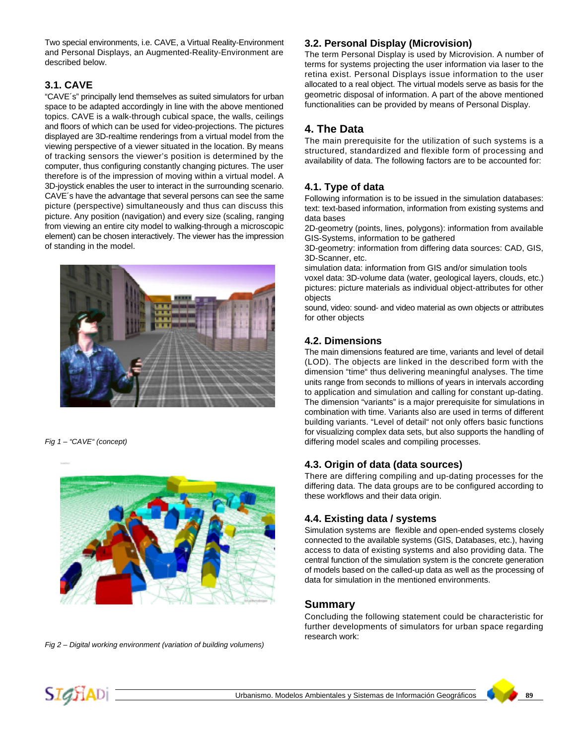Two special environments, i.e. CAVE, a Virtual Reality-Environment and Personal Displays, an Augmented-Reality-Environment are described below.

### 3.1. CAVE

"CAVE´s" principally lend themselves as suited simulators for urban space to be adapted accordingly in line with the above mentioned topics. CAVE is a walk-through cubical space, the walls, ceilings and floors of which can be used for video-projections. The pictures displayed are 3D-realtime renderings from a virtual model from the viewing perspective of a viewer situated in the location. By means of tracking sensors the viewer's position is determined by the computer, thus configuring constantly changing pictures. The user therefore is of the impression of moving within a virtual model. A 3D-joystick enables the user to interact in the surrounding scenario. CAVE´s have the advantage that several persons can see the same picture (perspective) simultaneously and thus can discuss this picture. Any position (navigation) and every size (scaling, ranging from viewing an entire city model to walking-through a microscopic element) can be chosen interactively. The viewer has the impression of standing in the model.

*Fig 1 – "CAVE" (concept)*

*Fig 2 – Digital working environment (variation of building volumens)*

### 3.2. Personal Display (Microvision)

The term Personal Display is used by Microvision. A number of terms for systems projecting the user information via laser to the retina exist. Personal Displays issue information to the user allocated to a real object. The virtual models serve as basis for the geometric disposal of information. A part of the above mentioned functionalities can be provided by means of Personal Display.

## 4. The Data

The main prerequisite for the utilization of such systems is a structured, standardized and flexible form of processing and availability of data. The following factors are to be accounted for:

### 4.1. Type of data

Following information is to be issued in the simulation databases:
text: text-based information, information from existing systems and data bases
2D-geometry (points, lines, polygons): information from available GIS-Systems, information to be gathered
3D-geometry: information from differing data sources: CAD, GIS, 3D-Scanner, etc.
simulation data: information from GIS and/or simulation tools
voxel data: 3D-volume data (water, geological layers, clouds, etc.)
pictures: picture materials as individual object-attributes for other objects
sound, video: sound- and video material as own objects or attributes for other objects

### 4.2. Dimensions

The main dimensions featured are time, variants and level of detail (LOD). The objects are linked in the described form with the dimension "time" thus delivering meaningful analyses. The time units range from seconds to millions of years in intervals according to application and simulation and calling for constant up-dating. The dimension "variants" is a major prerequisite for simulations in combination with time. Variants also are used in terms of different building variants. "Level of detail" not only offers basic functions for visualizing complex data sets, but also supports the handling of differing model scales and compiling processes.

### 4.3. Origin of data (data sources)

There are differing compiling and up-dating processes for the differing data. The data groups are to be configured according to these workflows and their data origin.

### 4.4. Existing data / systems

Simulation systems are flexible and open-ended systems closely connected to the available systems (GIS, Databases, etc.), having access to data of existing systems and also providing data. The central function of the simulation system is the concrete generation of models based on the called-up data as well as the processing of data for simulation in the mentioned environments.

## Summary

Concluding the following statement could be characteristic for further developments of simulators for urban space regarding research work: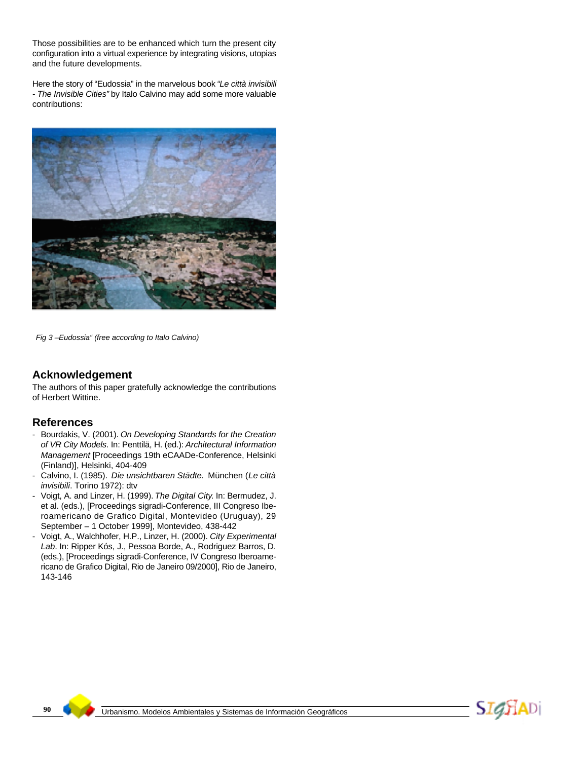Those possibilities are to be enhanced which turn the present city configuration into a virtual experience by integrating visions, utopias and the future developments.

Here the story of "Eudossia" in the marvelous book *"Le città invisibili - The Invisible Cities"* by Italo Calvino may add some more valuable contributions:

*Fig 3 –Eudossia" (free according to Italo Calvino)*

## Acknowledgement

The authors of this paper gratefully acknowledge the contributions of Herbert Wittine.

## References

- Bourdakis, V. (2001). *On Developing Standards for the Creation of VR City Models*. In: Penttilä, H. (ed.): *Architectural Information Management* [Proceedings 19th eCAADe-Conference, Helsinki (Finland)], Helsinki, 404-409
- Calvino, I. (1985). *Die unsichtbaren Städte.* München (*Le città invisibili*. Torino 1972): dtv
- Voigt, A. and Linzer, H. (1999). *The Digital City.* In: Bermudez, J. et al. (eds.), [Proceedings sigradi-Conference, III Congreso Iberoamericano de Grafico Digital, Montevideo (Uruguay), 29 September – 1 October 1999], Montevideo, 438-442
- Voigt, A., Walchhofer, H.P., Linzer, H. (2000). *City Experimental Lab*. In: Ripper Kós, J., Pessoa Borde, A., Rodriguez Barros, D. (eds.), [Proceedings sigradi-Conference, IV Congreso Iberoamericano de Grafico Digital, Rio de Janeiro 09/2000], Rio de Janeiro, 143-146